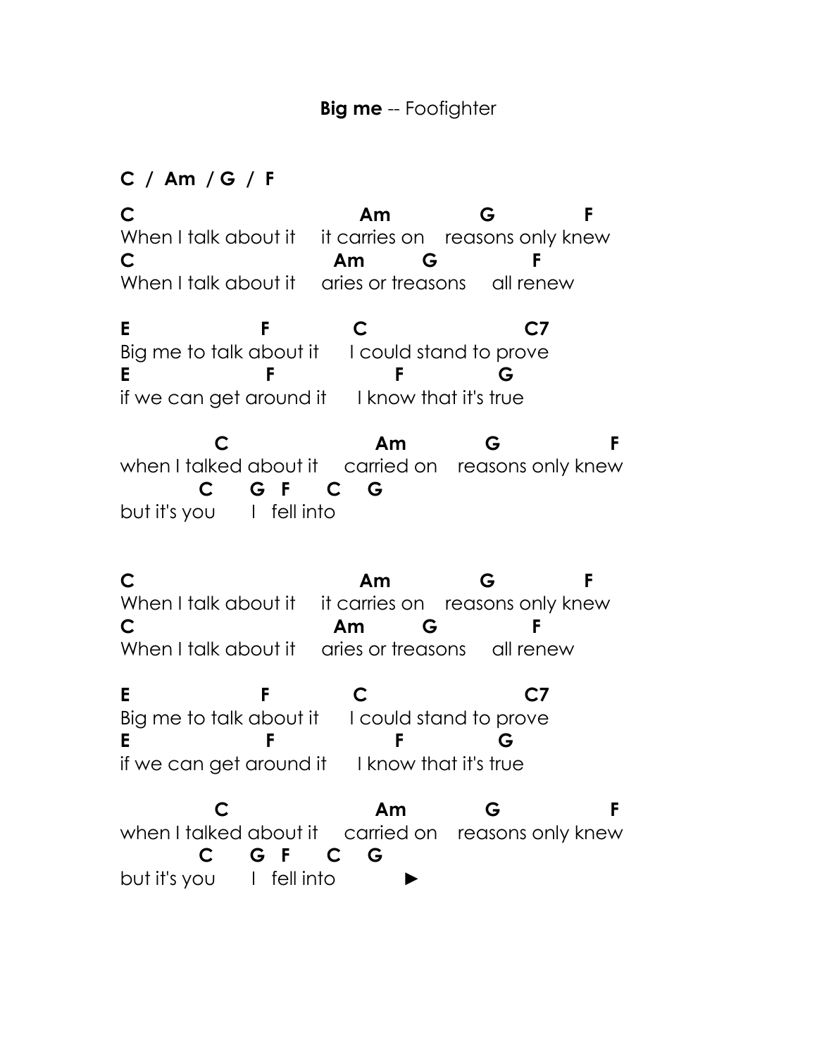**Big me** -- Foofighter

**C / Am / G / F**

```
C                          Am           G          F
When I talk about it    it carries on    reasons only knew
C                        Am        G            F
When I talk about it    aries or treasons    all renew

E               F          C                    C7
Big me to talk about it    I could stand to prove
E                F              F          G
if we can get around it    I know that it's true

           C                  Am           G             F
when I talked about it    carried on    reasons only knew
          C     G  F    C   G
but it's you    I  fell into


C                          Am           G          F
When I talk about it    it carries on    reasons only knew
C                        Am        G            F
When I talk about it    aries or treasons    all renew

E               F          C                    C7
Big me to talk about it    I could stand to prove
E                F              F          G
if we can get around it    I know that it's true

           C                  Am           G             F
when I talked about it    carried on    reasons only knew
          C     G  F    C   G
but it's you    I  fell into          ►
```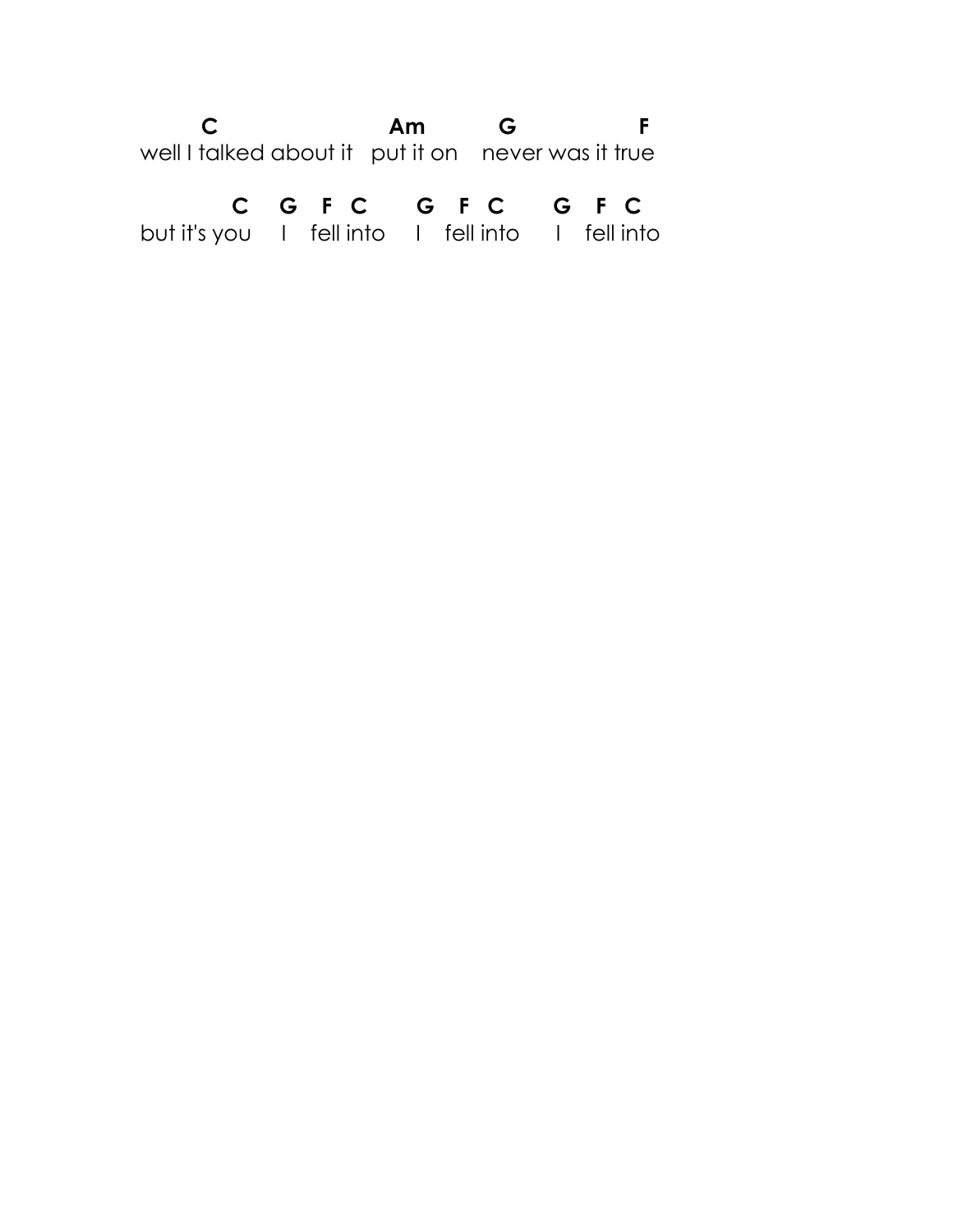```
      C                      Am        G              F
well I talked about it   put it on    never was it true

          C    G   F  C      G   F  C      G   F  C
but it's you    I   fell into    I   fell into     I   fell into
```